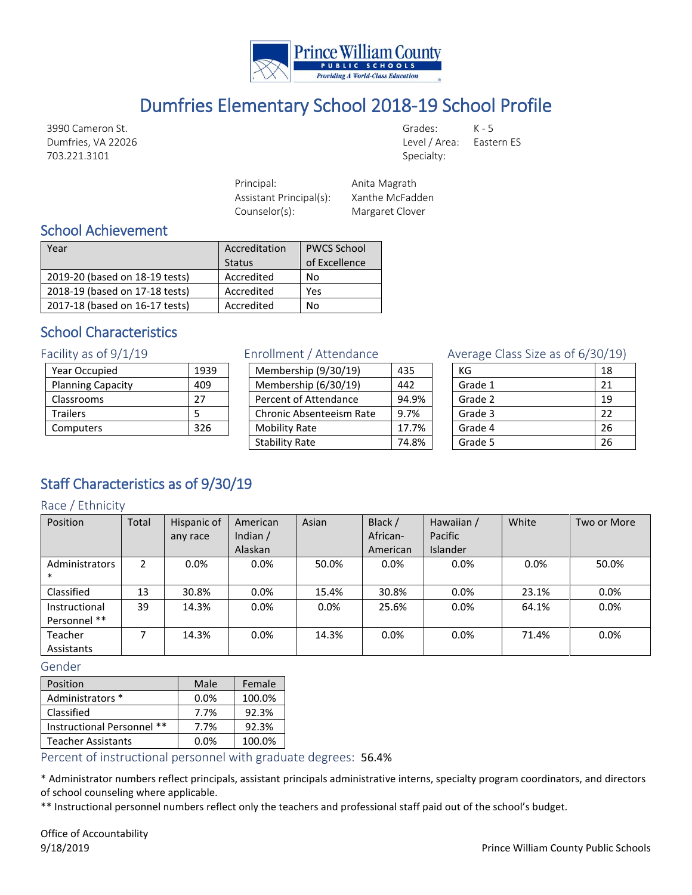Prince William County Public Schools — Providing A World-Class Education

# Dumfries Elementary School 2018-19 School Profile

3990 Cameron St.
Dumfries, VA 22026
703.221.3101

Grades: K - 5
Level / Area: Eastern ES
Specialty:

Principal: Anita Magrath
Assistant Principal(s): Xanthe McFadden
Counselor(s): Margaret Clover

## School Achievement

| Year | Accreditation Status | PWCS School of Excellence |
|---|---|---|
| 2019-20 (based on 18-19 tests) | Accredited | No |
| 2018-19 (based on 17-18 tests) | Accredited | Yes |
| 2017-18 (based on 16-17 tests) | Accredited | No |

## School Characteristics

### Facility as of 9/1/19

| | |
|---|---|
| Year Occupied | 1939 |
| Planning Capacity | 409 |
| Classrooms | 27 |
| Trailers | 5 |
| Computers | 326 |

### Enrollment / Attendance

| | |
|---|---|
| Membership (9/30/19) | 435 |
| Membership (6/30/19) | 442 |
| Percent of Attendance | 94.9% |
| Chronic Absenteeism Rate | 9.7% |
| Mobility Rate | 17.7% |
| Stability Rate | 74.8% |

### Average Class Size as of 6/30/19)

| | |
|---|---|
| KG | 18 |
| Grade 1 | 21 |
| Grade 2 | 19 |
| Grade 3 | 22 |
| Grade 4 | 26 |
| Grade 5 | 26 |

## Staff Characteristics as of 9/30/19

### Race / Ethnicity

| Position | Total | Hispanic of any race | American Indian / Alaskan | Asian | Black / African-American | Hawaiian / Pacific Islander | White | Two or More |
|---|---|---|---|---|---|---|---|---|
| Administrators * | 2 | 0.0% | 0.0% | 50.0% | 0.0% | 0.0% | 0.0% | 50.0% |
| Classified | 13 | 30.8% | 0.0% | 15.4% | 30.8% | 0.0% | 23.1% | 0.0% |
| Instructional Personnel ** | 39 | 14.3% | 0.0% | 0.0% | 25.6% | 0.0% | 64.1% | 0.0% |
| Teacher Assistants | 7 | 14.3% | 0.0% | 14.3% | 0.0% | 0.0% | 71.4% | 0.0% |

### Gender

| Position | Male | Female |
|---|---|---|
| Administrators * | 0.0% | 100.0% |
| Classified | 7.7% | 92.3% |
| Instructional Personnel ** | 7.7% | 92.3% |
| Teacher Assistants | 0.0% | 100.0% |

Percent of instructional personnel with graduate degrees: 56.4%

* Administrator numbers reflect principals, assistant principals administrative interns, specialty program coordinators, and directors of school counseling where applicable.

** Instructional personnel numbers reflect only the teachers and professional staff paid out of the school's budget.

Office of Accountability
9/18/2019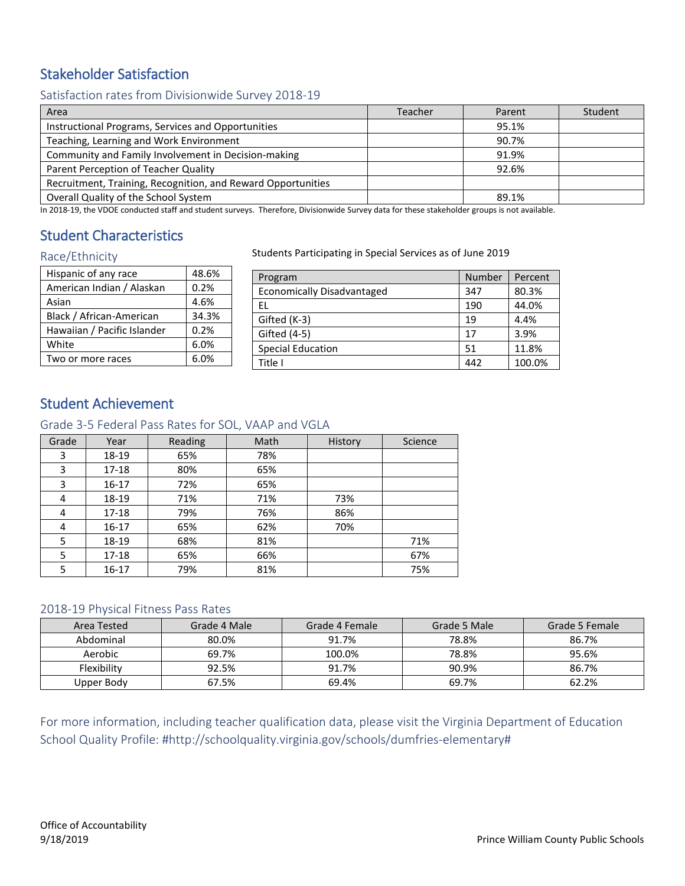## Stakeholder Satisfaction

### Satisfaction rates from Divisionwide Survey 2018-19

| Area | Teacher | Parent | Student |
|---|---|---|---|
| Instructional Programs, Services and Opportunities | | 95.1% | |
| Teaching, Learning and Work Environment | | 90.7% | |
| Community and Family Involvement in Decision-making | | 91.9% | |
| Parent Perception of Teacher Quality | | 92.6% | |
| Recruitment, Training, Recognition, and Reward Opportunities | | | |
| Overall Quality of the School System | | 89.1% | |

In 2018-19, the VDOE conducted staff and student surveys. Therefore, Divisionwide Survey data for these stakeholder groups is not available.

## Student Characteristics

### Race/Ethnicity

| | |
|---|---|
| Hispanic of any race | 48.6% |
| American Indian / Alaskan | 0.2% |
| Asian | 4.6% |
| Black / African-American | 34.3% |
| Hawaiian / Pacific Islander | 0.2% |
| White | 6.0% |
| Two or more races | 6.0% |

Students Participating in Special Services as of June 2019

| Program | Number | Percent |
|---|---|---|
| Economically Disadvantaged | 347 | 80.3% |
| EL | 190 | 44.0% |
| Gifted (K-3) | 19 | 4.4% |
| Gifted (4-5) | 17 | 3.9% |
| Special Education | 51 | 11.8% |
| Title I | 442 | 100.0% |

## Student Achievement

### Grade 3-5 Federal Pass Rates for SOL, VAAP and VGLA

| Grade | Year | Reading | Math | History | Science |
|---|---|---|---|---|---|
| 3 | 18-19 | 65% | 78% | | |
| 3 | 17-18 | 80% | 65% | | |
| 3 | 16-17 | 72% | 65% | | |
| 4 | 18-19 | 71% | 71% | 73% | |
| 4 | 17-18 | 79% | 76% | 86% | |
| 4 | 16-17 | 65% | 62% | 70% | |
| 5 | 18-19 | 68% | 81% | | 71% |
| 5 | 17-18 | 65% | 66% | | 67% |
| 5 | 16-17 | 79% | 81% | | 75% |

### 2018-19 Physical Fitness Pass Rates

| Area Tested | Grade 4 Male | Grade 4 Female | Grade 5 Male | Grade 5 Female |
|---|---|---|---|---|
| Abdominal | 80.0% | 91.7% | 78.8% | 86.7% |
| Aerobic | 69.7% | 100.0% | 78.8% | 95.6% |
| Flexibility | 92.5% | 91.7% | 90.9% | 86.7% |
| Upper Body | 67.5% | 69.4% | 69.7% | 62.2% |

For more information, including teacher qualification data, please visit the Virginia Department of Education School Quality Profile: #http://schoolquality.virginia.gov/schools/dumfries-elementary#

Office of Accountability
9/18/2019

Prince William County Public Schools